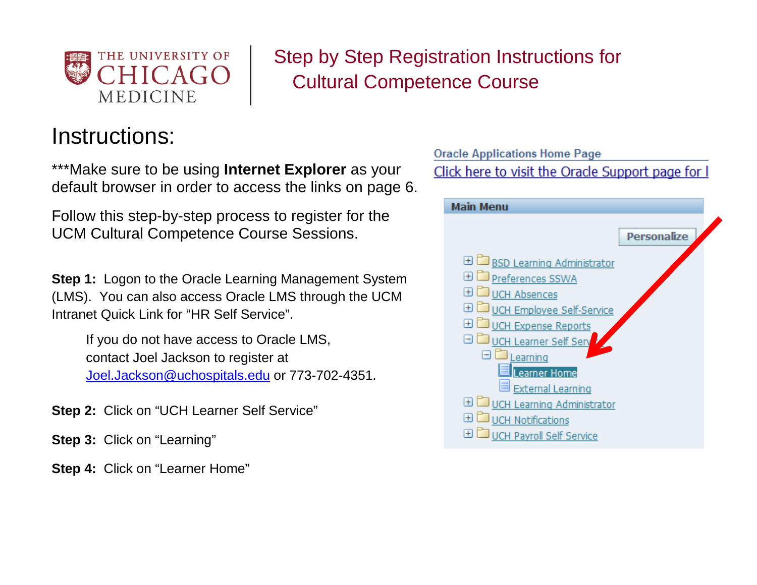# Step by Step Registration Instructions for Cultural Competence Course

## Instructions:

***Make sure to be using **Internet Explorer** as your default browser in order to access the links on page 6.

Follow this step-by-step process to register for the UCM Cultural Competence Course Sessions.

**Step 1:** Logon to the Oracle Learning Management System (LMS). You can also access Oracle LMS through the UCM Intranet Quick Link for "HR Self Service".

> If you do not have access to Oracle LMS, contact Joel Jackson to register at Joel.Jackson@uchospitals.edu or 773-702-4351.

**Step 2:** Click on "UCH Learner Self Service"

**Step 3:** Click on "Learning"

**Step 4:** Click on "Learner Home"

Oracle Applications Home Page

Click here to visit the Oracle Support page for I

**Main Menu**

Personalize

- BSD Learning Administrator
- Preferences SSWA
- UCH Absences
- UCH Employee Self-Service
- UCH Expense Reports
- UCH Learner Self Serv
  - Learning
    - Learner Home
    - External Learning
- UCH Learning Administrator
- UCH Notifications
- UCH Payroll Self Service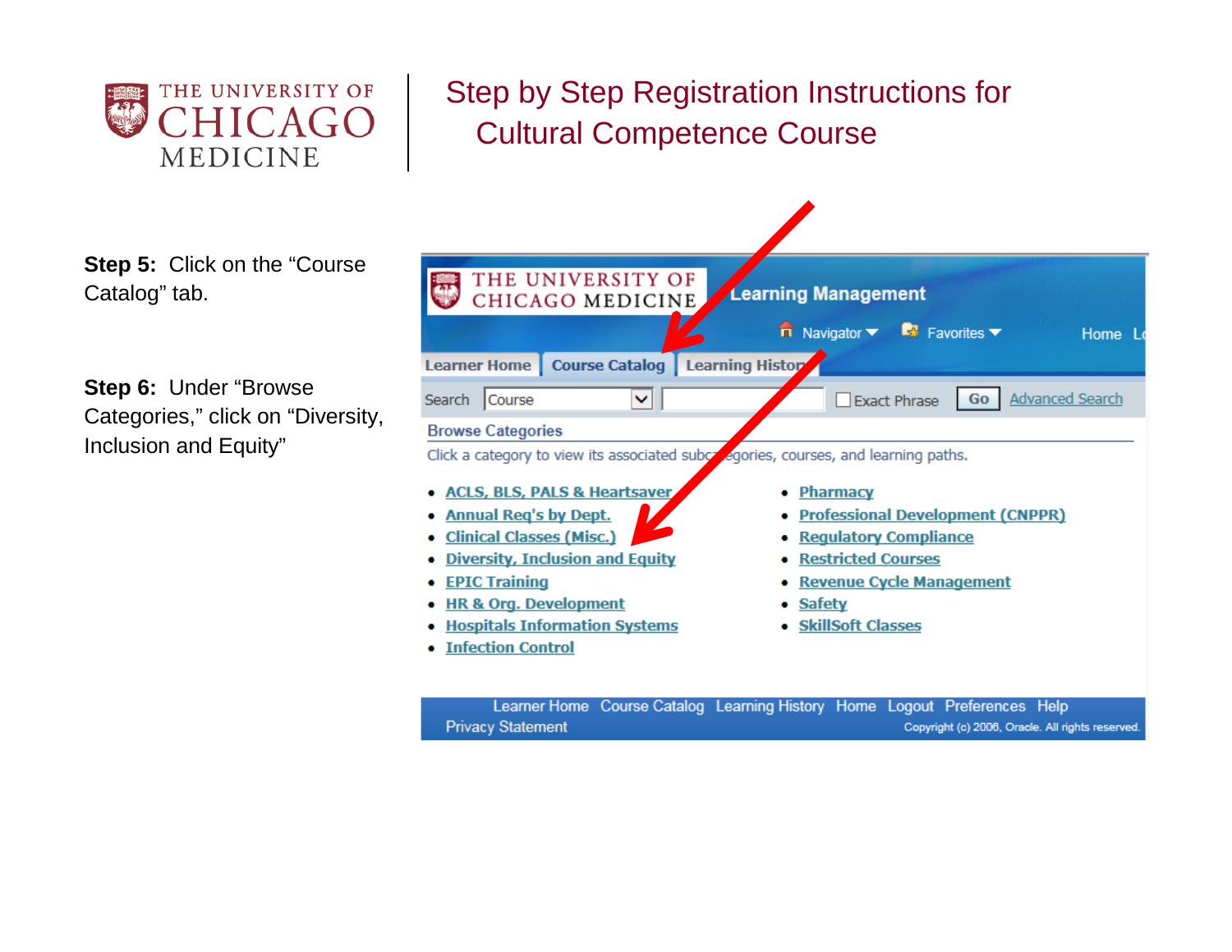THE UNIVERSITY OF CHICAGO MEDICINE

# Step by Step Registration Instructions for Cultural Competence Course

**Step 5:** Click on the "Course Catalog" tab.

**Step 6:** Under "Browse Categories," click on "Diversity, Inclusion and Equity"

THE UNIVERSITY OF CHICAGO MEDICINE

Learning Management

Navigator Favorites Home

Learner Home | Course Catalog | Learning History

Search Course | Exact Phrase | Go | Advanced Search

Browse Categories

Click a category to view its associated subcategories, courses, and learning paths.

- ACLS, BLS, PALS & Heartsaver
- Annual Req's by Dept.
- Clinical Classes (Misc.)
- Diversity, Inclusion and Equity
- EPIC Training
- HR & Org. Development
- Hospitals Information Systems
- Infection Control
- Pharmacy
- Professional Development (CNPPR)
- Regulatory Compliance
- Restricted Courses
- Revenue Cycle Management
- Safety
- SkillSoft Classes

Learner Home Course Catalog Learning History Home Logout Preferences Help

Privacy Statement

Copyright (c) 2006, Oracle. All rights reserved.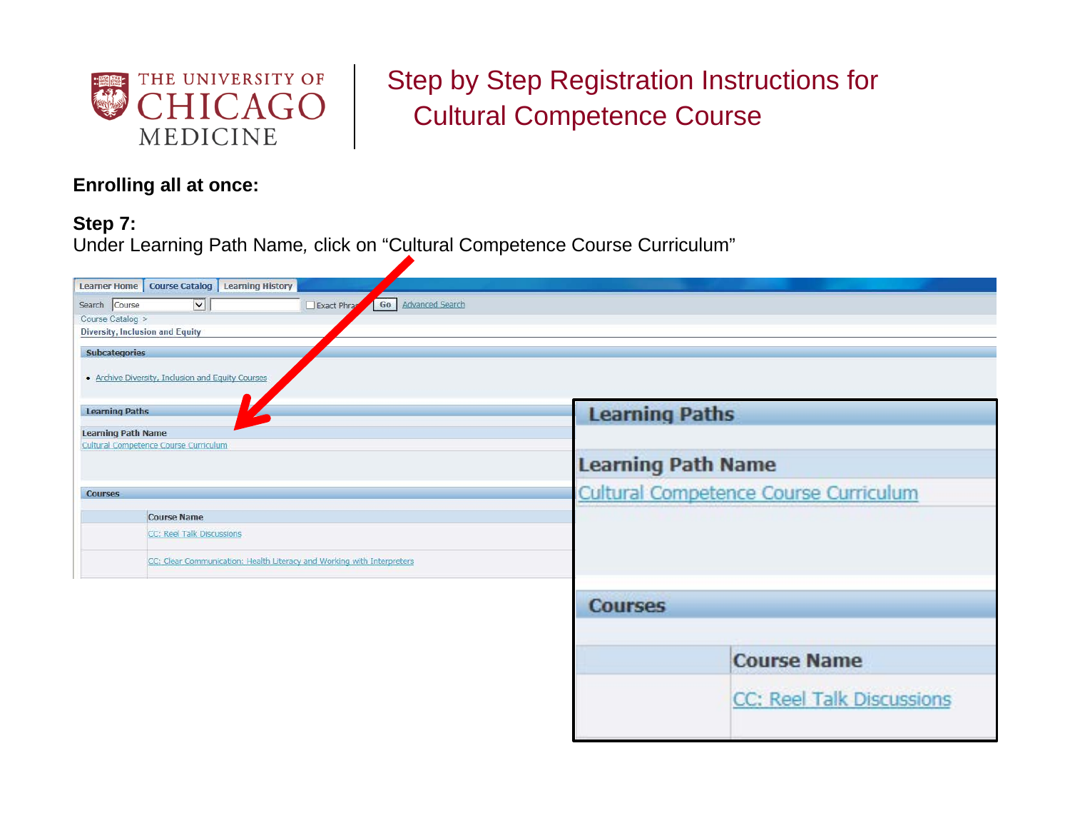# Step by Step Registration Instructions for Cultural Competence Course

**Enrolling all at once:**

**Step 7:**
Under Learning Path Name, click on “Cultural Competence Course Curriculum”

Learner Home | Course Catalog | Learning History

Search Course | Exact Phrase | Go | Advanced Search

Course Catalog >

Diversity, Inclusion and Equity

**Subcategories**

- Archive Diversity, Inclusion and Equity Courses

**Learning Paths**

| Learning Path Name |
| --- |
| Cultural Competence Course Curriculum |

**Courses**

| | Course Name |
| --- | --- |
| | CC: Reel Talk Discussions |
| | CC: Clear Communication: Health Literacy and Working with Interpreters |

**Learning Paths**

| Learning Path Name |
| --- |
| Cultural Competence Course Curriculum |

**Courses**

| | Course Name |
| --- | --- |
| | CC: Reel Talk Discussions |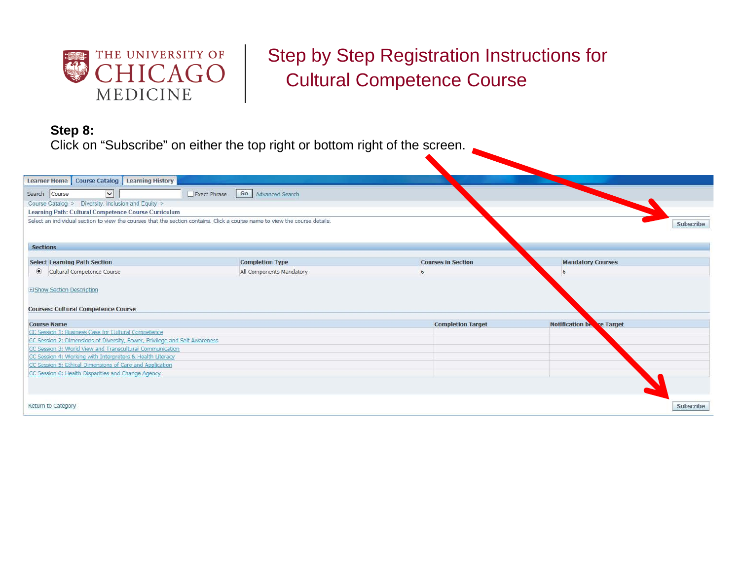# Step by Step Registration Instructions for Cultural Competence Course

**Step 8:**

Click on "Subscribe" on either the top right or bottom right of the screen.

Learner Home | Course Catalog | Learning History

Search Course | Exact Phrase | Go | Advanced Search

Course Catalog > Diversity, Inclusion and Equity >

**Learning Path: Cultural Competence Course Curriculum**

Select an individual section to view the courses that the section contains. Click a course name to view the course details.

Subscribe

**Sections**

| Select | Learning Path Section | Completion Type | Courses in Section | Mandatory Courses |
|---|---|---|---|---|
| ◉ | Cultural Competence Course | All Components Mandatory | 6 | 6 |

Show Section Description

**Courses: Cultural Competence Course**

| Course Name | Completion Target | Notification before Target |
|---|---|---|
| CC Session 1: Business Case for Cultural Competence | | |
| CC Session 2: Dimensions of Diversity, Power, Privilege and Self Awareness | | |
| CC Session 3: World View and Transcultural Communication | | |
| CC Session 4: Working with Interpreters & Health Literacy | | |
| CC Session 5: Ethical Dimensions of Care and Application | | |
| CC Session 6: Health Disparities and Change Agency | | |

Return to Category

Subscribe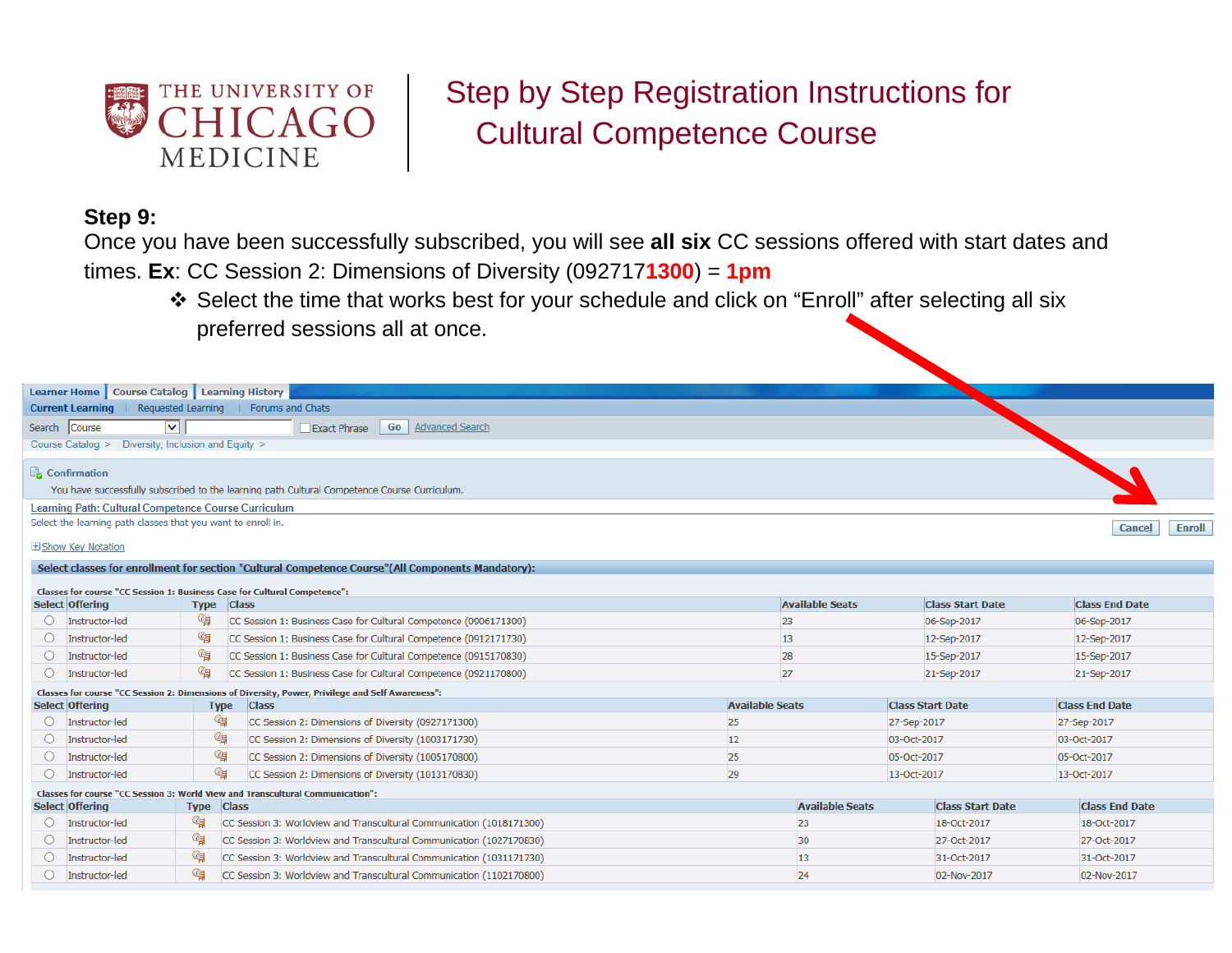THE UNIVERSITY OF CHICAGO MEDICINE

# Step by Step Registration Instructions for Cultural Competence Course

**Step 9:**

Once you have been successfully subscribed, you will see **all six** CC sessions offered with start dates and times. **Ex**: CC Session 2: Dimensions of Diversity (092717**1300**) = **1pm**

- Select the time that works best for your schedule and click on "Enroll" after selecting all six preferred sessions at once.

Learner Home | Course Catalog | Learning History

Current Learning | Requested Learning | Forums and Chats

Search Course Exact Phrase Go Advanced Search

Course Catalog > Diversity, Inclusion and Equity >

Confirmation

You have successfully subscribed to the learning path Cultural Competence Course Curriculum.

Learning Path: Cultural Competence Course Curriculum

Select the learning path classes that you want to enroll in.

Cancel Enroll

Show Key Notation

**Select classes for enrollment for section "Cultural Competence Course"(All Components Mandatory):**

Classes for course "CC Session 1: Business Case for Cultural Competence":

| Select | Offering | Type | Class | Available Seats | Class Start Date | Class End Date |
|---|---|---|---|---|---|---|
| ○ | Instructor-led | | CC Session 1: Business Case for Cultural Competence (0906171300) | 23 | 06-Sep-2017 | 06-Sep-2017 |
| ○ | Instructor-led | | CC Session 1: Business Case for Cultural Competence (0912171730) | 13 | 12-Sep-2017 | 12-Sep-2017 |
| ○ | Instructor-led | | CC Session 1: Business Case for Cultural Competence (0915170830) | 28 | 15-Sep-2017 | 15-Sep-2017 |
| ○ | Instructor-led | | CC Session 1: Business Case for Cultural Competence (0921170800) | 27 | 21-Sep-2017 | 21-Sep-2017 |

Classes for course "CC Session 2: Dimensions of Diversity, Power, Privilege and Self Awareness":

| Select | Offering | Type | Class | Available Seats | Class Start Date | Class End Date |
|---|---|---|---|---|---|---|
| ○ | Instructor-led | | CC Session 2: Dimensions of Diversity (0927171300) | 25 | 27-Sep-2017 | 27-Sep-2017 |
| ○ | Instructor-led | | CC Session 2: Dimensions of Diversity (1003171730) | 12 | 03-Oct-2017 | 03-Oct-2017 |
| ○ | Instructor-led | | CC Session 2: Dimensions of Diversity (1005170800) | 25 | 05-Oct-2017 | 05-Oct-2017 |
| ○ | Instructor-led | | CC Session 2: Dimensions of Diversity (1013170830) | 29 | 13-Oct-2017 | 13-Oct-2017 |

Classes for course "CC Session 3: World View and Transcultural Communication":

| Select | Offering | Type | Class | Available Seats | Class Start Date | Class End Date |
|---|---|---|---|---|---|---|
| ○ | Instructor-led | | CC Session 3: Worldview and Transcultural Communication (1018171300) | 23 | 18-Oct-2017 | 18-Oct-2017 |
| ○ | Instructor-led | | CC Session 3: Worldview and Transcultural Communication (1027170830) | 30 | 27-Oct-2017 | 27-Oct-2017 |
| ○ | Instructor-led | | CC Session 3: Worldview and Transcultural Communication (1031171730) | 13 | 31-Oct-2017 | 31-Oct-2017 |
| ○ | Instructor-led | | CC Session 3: Worldview and Transcultural Communication (1102170800) | 24 | 02-Nov-2017 | 02-Nov-2017 |